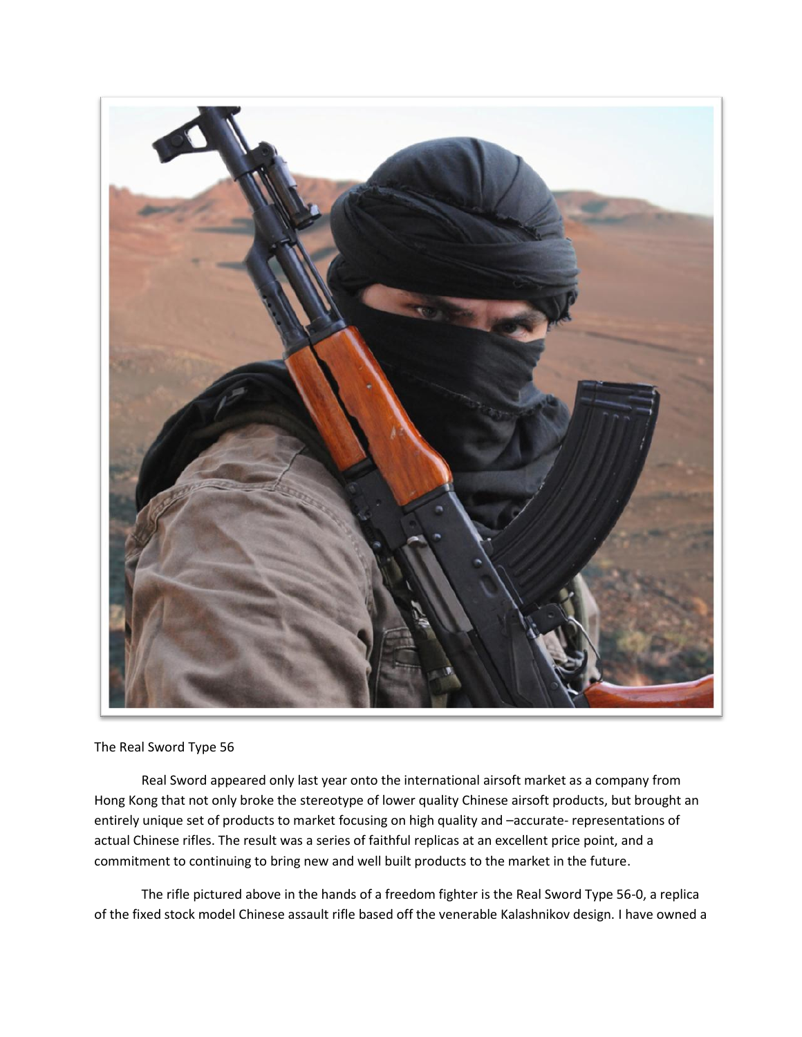The Real Sword Type 56

Real Sword appeared only last year onto the international airsoft market as a company from Hong Kong that not only broke the stereotype of lower quality Chinese airsoft products, but brought an entirely unique set of products to market focusing on high quality and –accurate- representations of actual Chinese rifles. The result was a series of faithful replicas at an excellent price point, and a commitment to continuing to bring new and well built products to the market in the future.

The rifle pictured above in the hands of a freedom fighter is the Real Sword Type 56-0, a replica of the fixed stock model Chinese assault rifle based off the venerable Kalashnikov design. I have owned a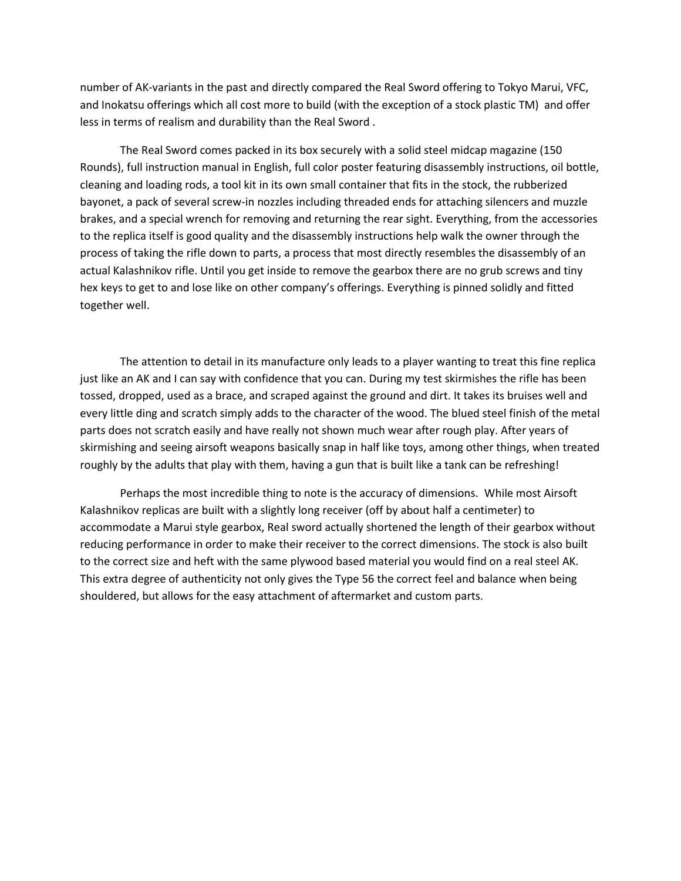number of AK-variants in the past and directly compared the Real Sword offering to Tokyo Marui, VFC, and Inokatsu offerings which all cost more to build (with the exception of a stock plastic TM) and offer less in terms of realism and durability than the Real Sword .

The Real Sword comes packed in its box securely with a solid steel midcap magazine (150 Rounds), full instruction manual in English, full color poster featuring disassembly instructions, oil bottle, cleaning and loading rods, a tool kit in its own small container that fits in the stock, the rubberized bayonet, a pack of several screw-in nozzles including threaded ends for attaching silencers and muzzle brakes, and a special wrench for removing and returning the rear sight. Everything, from the accessories to the replica itself is good quality and the disassembly instructions help walk the owner through the process of taking the rifle down to parts, a process that most directly resembles the disassembly of an actual Kalashnikov rifle. Until you get inside to remove the gearbox there are no grub screws and tiny hex keys to get to and lose like on other company's offerings. Everything is pinned solidly and fitted together well.

The attention to detail in its manufacture only leads to a player wanting to treat this fine replica just like an AK and I can say with confidence that you can. During my test skirmishes the rifle has been tossed, dropped, used as a brace, and scraped against the ground and dirt. It takes its bruises well and every little ding and scratch simply adds to the character of the wood. The blued steel finish of the metal parts does not scratch easily and have really not shown much wear after rough play. After years of skirmishing and seeing airsoft weapons basically snap in half like toys, among other things, when treated roughly by the adults that play with them, having a gun that is built like a tank can be refreshing!

Perhaps the most incredible thing to note is the accuracy of dimensions. While most Airsoft Kalashnikov replicas are built with a slightly long receiver (off by about half a centimeter) to accommodate a Marui style gearbox, Real sword actually shortened the length of their gearbox without reducing performance in order to make their receiver to the correct dimensions. The stock is also built to the correct size and heft with the same plywood based material you would find on a real steel AK. This extra degree of authenticity not only gives the Type 56 the correct feel and balance when being shouldered, but allows for the easy attachment of aftermarket and custom parts.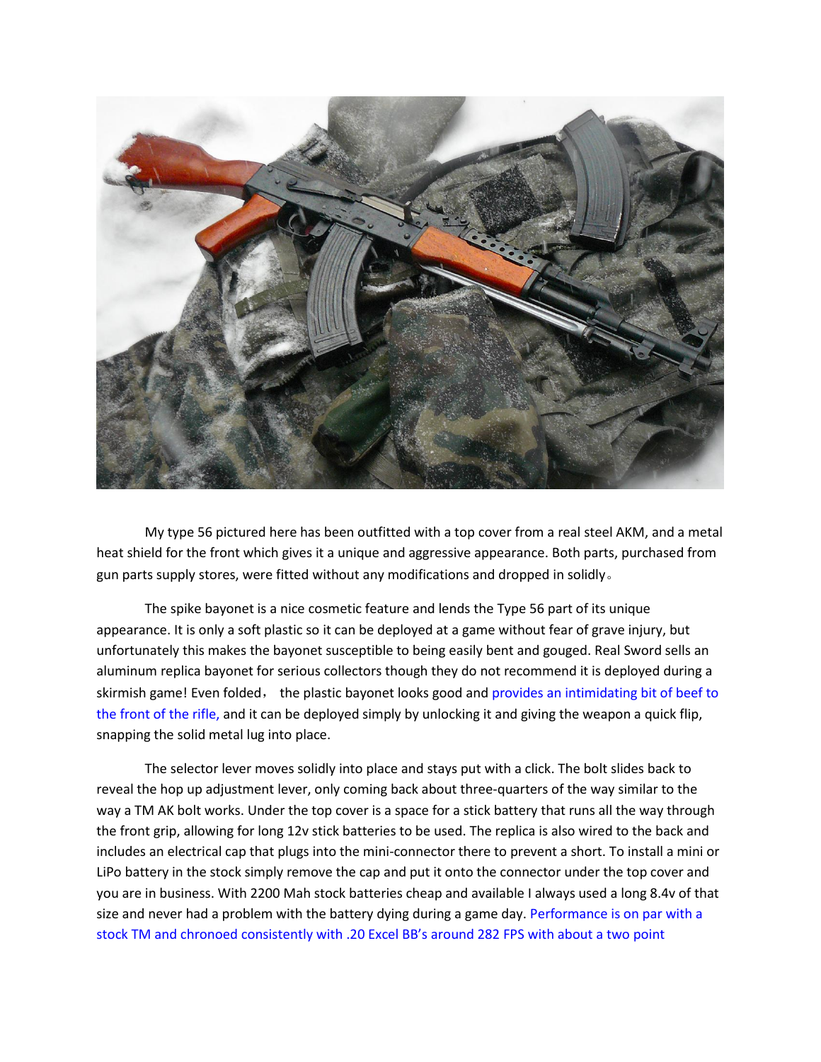My type 56 pictured here has been outfitted with a top cover from a real steel AKM, and a metal heat shield for the front which gives it a unique and aggressive appearance. Both parts, purchased from gun parts supply stores, were fitted without any modifications and dropped in solidly。

The spike bayonet is a nice cosmetic feature and lends the Type 56 part of its unique appearance. It is only a soft plastic so it can be deployed at a game without fear of grave injury, but unfortunately this makes the bayonet susceptible to being easily bent and gouged. Real Sword sells an aluminum replica bayonet for serious collectors though they do not recommend it is deployed during a skirmish game! Even folded， the plastic bayonet looks good and provides an intimidating bit of beef to the front of the rifle, and it can be deployed simply by unlocking it and giving the weapon a quick flip, snapping the solid metal lug into place.

The selector lever moves solidly into place and stays put with a click. The bolt slides back to reveal the hop up adjustment lever, only coming back about three-quarters of the way similar to the way a TM AK bolt works. Under the top cover is a space for a stick battery that runs all the way through the front grip, allowing for long 12v stick batteries to be used. The replica is also wired to the back and includes an electrical cap that plugs into the mini-connector there to prevent a short. To install a mini or LiPo battery in the stock simply remove the cap and put it onto the connector under the top cover and you are in business. With 2200 Mah stock batteries cheap and available I always used a long 8.4v of that size and never had a problem with the battery dying during a game day. Performance is on par with a stock TM and chronoed consistently with .20 Excel BB's around 282 FPS with about a two point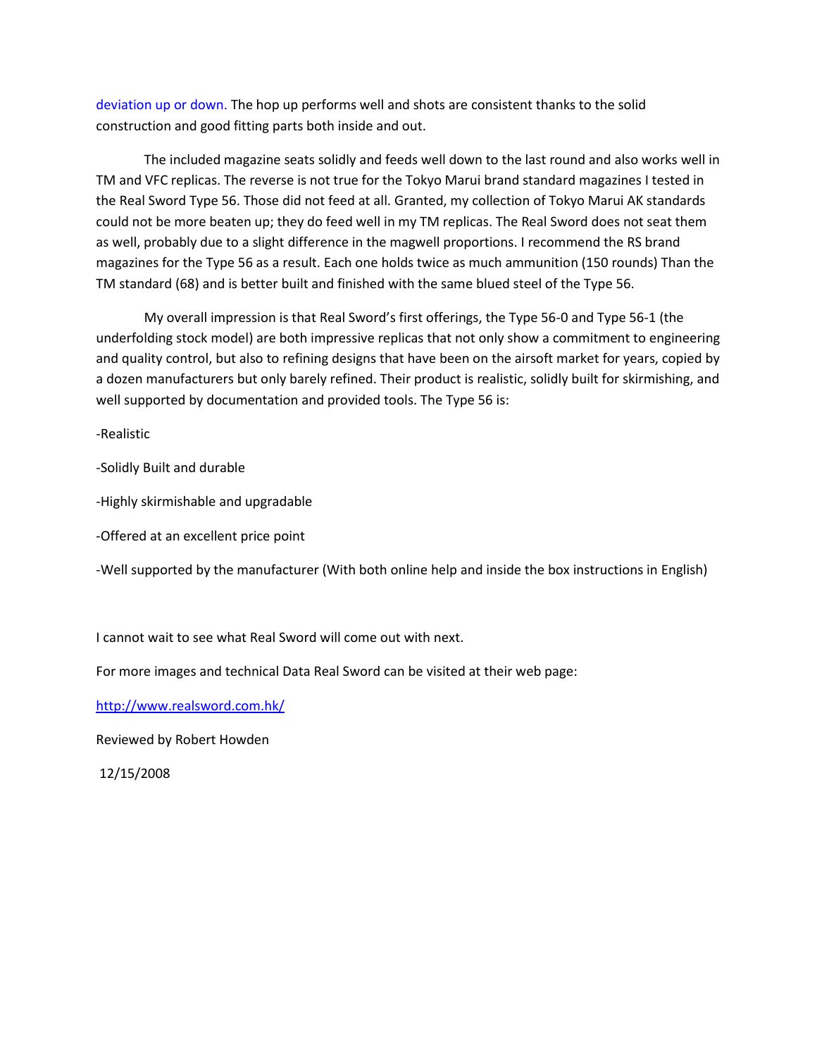deviation up or down. The hop up performs well and shots are consistent thanks to the solid construction and good fitting parts both inside and out.

The included magazine seats solidly and feeds well down to the last round and also works well in TM and VFC replicas. The reverse is not true for the Tokyo Marui brand standard magazines I tested in the Real Sword Type 56. Those did not feed at all. Granted, my collection of Tokyo Marui AK standards could not be more beaten up; they do feed well in my TM replicas. The Real Sword does not seat them as well, probably due to a slight difference in the magwell proportions. I recommend the RS brand magazines for the Type 56 as a result. Each one holds twice as much ammunition (150 rounds) Than the TM standard (68) and is better built and finished with the same blued steel of the Type 56.

My overall impression is that Real Sword's first offerings, the Type 56-0 and Type 56-1 (the underfolding stock model) are both impressive replicas that not only show a commitment to engineering and quality control, but also to refining designs that have been on the airsoft market for years, copied by a dozen manufacturers but only barely refined. Their product is realistic, solidly built for skirmishing, and well supported by documentation and provided tools. The Type 56 is:

-Realistic

-Solidly Built and durable

-Highly skirmishable and upgradable

-Offered at an excellent price point

-Well supported by the manufacturer (With both online help and inside the box instructions in English)

I cannot wait to see what Real Sword will come out with next.

For more images and technical Data Real Sword can be visited at their web page:

http://www.realsword.com.hk/

Reviewed by Robert Howden

12/15/2008